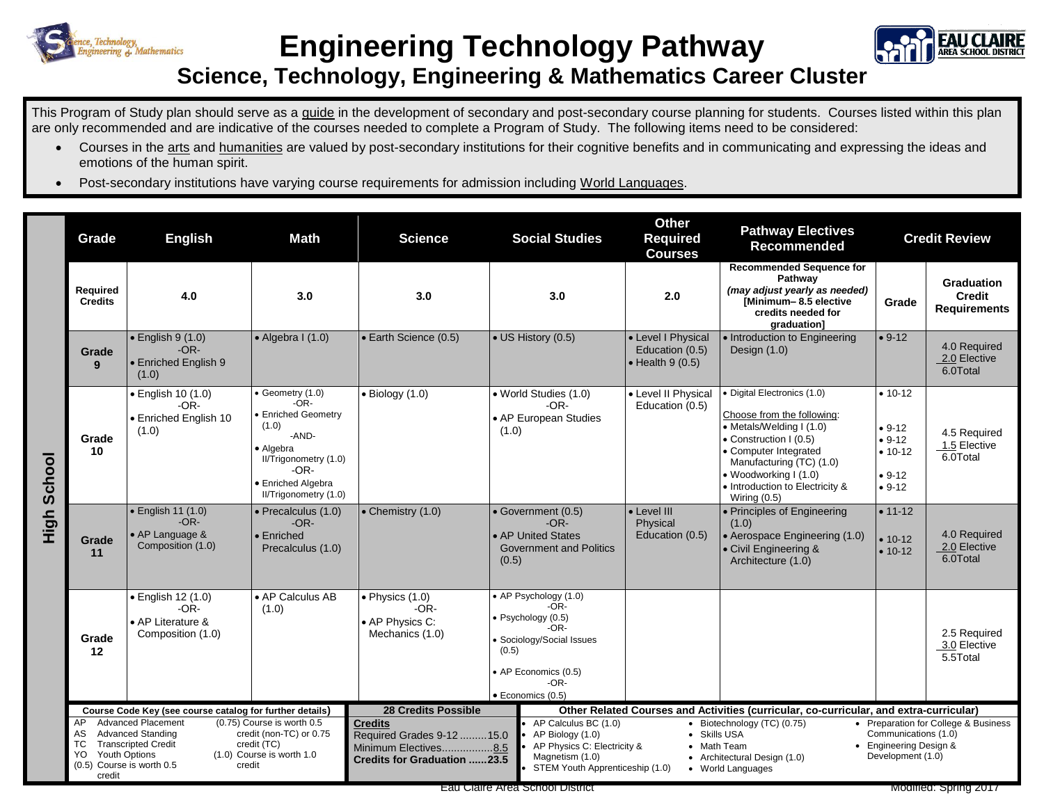# Engineering Technology Pathway

## Science, Technology, Engineering & Mathematics Career Cluster

This Program of Study plan should serve as a guide in the development of secondary and post-secondary course planning for students. Courses listed within this plan are only recommended and are indicative of the courses needed to complete a Program of Study. The following items need to be considered:

- Courses in the arts and humanities are valued by post-secondary institutions for their cognitive benefits and in communicating and expressing the ideas and emotions of the human spirit.
- Post-secondary institutions have varying course requirements for admission including World Languages.

**High School**

| Grade | English | Math | Science | Social Studies | Other Required Courses | Pathway Electives Recommended | Credit Review | |
|---|---|---|---|---|---|---|---|---|
| **Required Credits** | 4.0 | 3.0 | 3.0 | 3.0 | 2.0 | **Recommended Sequence for Pathway** *(may adjust yearly as needed)* **[Minimum– 8.5 elective credits needed for graduation]** | **Grade** | **Graduation Credit Requirements** |
| **Grade 9** | • English 9 (1.0) -OR- • Enriched English 9 (1.0) | • Algebra I (1.0) | • Earth Science (0.5) | • US History (0.5) | • Level I Physical Education (0.5) • Health 9 (0.5) | • Introduction to Engineering Design (1.0) | • 9-12 | 4.0 Required 2.0 Elective 6.0Total |
| **Grade 10** | • English 10 (1.0) -OR- • Enriched English 10 (1.0) | • Geometry (1.0) -OR- • Enriched Geometry (1.0) -AND- • Algebra II/Trigonometry (1.0) -OR- • Enriched Algebra II/Trigonometry (1.0) | • Biology (1.0) | • World Studies (1.0) -OR- • AP European Studies (1.0) | • Level II Physical Education (0.5) | • Digital Electronics (1.0)<br>Choose from the following:<br>• Metals/Welding I (1.0)<br>• Construction I (0.5)<br>• Computer Integrated Manufacturing (TC) (1.0)<br>• Woodworking I (1.0)<br>• Introduction to Electricity & Wiring (0.5) | • 10-12<br><br>• 9-12<br>• 9-12<br>• 10-12<br><br>• 9-12<br>• 9-12 | 4.5 Required 1.5 Elective 6.0Total |
| **Grade 11** | • English 11 (1.0) -OR- • AP Language & Composition (1.0) | • Precalculus (1.0) -OR- • Enriched Precalculus (1.0) | • Chemistry (1.0) | • Government (0.5) -OR- • AP United States Government and Politics (0.5) | • Level III Physical Education (0.5) | • Principles of Engineering (1.0)<br>• Aerospace Engineering (1.0)<br>• Civil Engineering & Architecture (1.0) | • 11-12<br>• 10-12<br>• 10-12 | 4.0 Required 2.0 Elective 6.0Total |
| **Grade 12** | • English 12 (1.0) -OR- • AP Literature & Composition (1.0) | • AP Calculus AB (1.0) | • Physics (1.0) -OR- • AP Physics C: Mechanics (1.0) | • AP Psychology (1.0) -OR- • Psychology (0.5) -OR- • Sociology/Social Issues (0.5)<br>• AP Economics (0.5) -OR- • Economics (0.5) | | | | 2.5 Required 3.0 Elective 5.5Total |

**Course Code Key (see course catalog for further details)**

- AP Advanced Placement
- AS Advanced Standing
- TC Transcripted Credit
- YO Youth Options
- (0.5) Course is worth 0.5 credit
- (0.75) Course is worth 0.5 credit (non-TC) or 0.75 credit (TC)
- (1.0) Course is worth 1.0 credit

**28 Credits Possible**

**Credits**
Required Grades 9-12 .........15.0
Minimum Electives.................8.5
**Credits for Graduation ......23.5**

**Other Related Courses and Activities (curricular, co-curricular, and extra-curricular)**

- AP Calculus BC (1.0)
- AP Biology (1.0)
- AP Physics C: Electricity & Magnetism (1.0)
- STEM Youth Apprenticeship (1.0)
- Biotechnology (TC) (0.75)
- Skills USA
- Math Team
- Architectural Design (1.0)
- World Languages
- Preparation for College & Business Communications (1.0)
- Engineering Design & Development (1.0)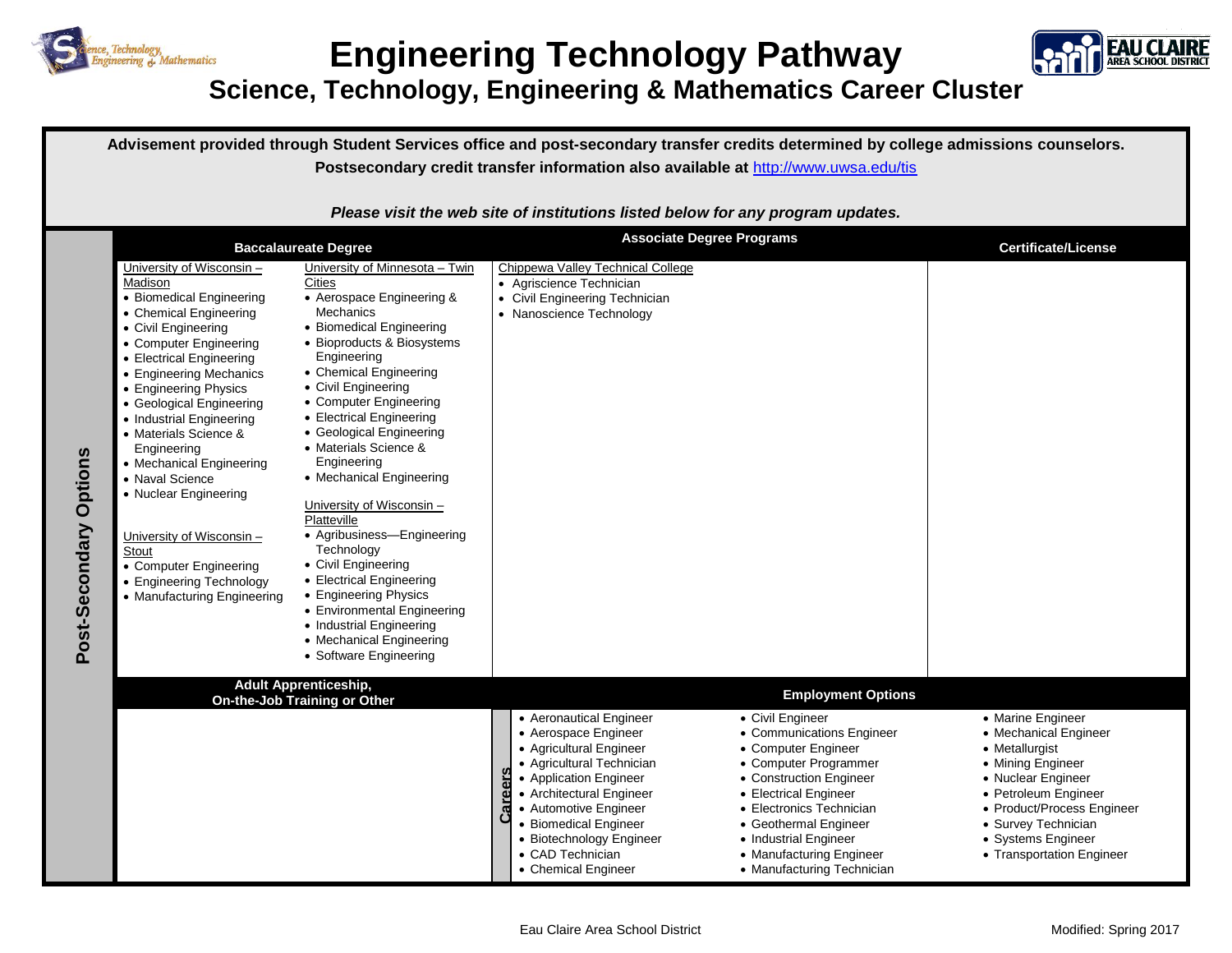# Engineering Technology Pathway

## Science, Technology, Engineering & Mathematics Career Cluster

**Advisement provided through Student Services office and post-secondary transfer credits determined by college admissions counselors.**

**Postsecondary credit transfer information also available at http://www.uwsa.edu/tis**

***Please visit the web site of institutions listed below for any program updates.***

## Post-Secondary Options

### Baccalaureate Degree

University of Wisconsin – Madison
- Biomedical Engineering
- Chemical Engineering
- Civil Engineering
- Computer Engineering
- Electrical Engineering
- Engineering Mechanics
- Engineering Physics
- Geological Engineering
- Industrial Engineering
- Materials Science & Engineering
- Mechanical Engineering
- Naval Science
- Nuclear Engineering

University of Wisconsin – Stout
- Computer Engineering
- Engineering Technology
- Manufacturing Engineering

University of Minnesota – Twin Cities
- Aerospace Engineering & Mechanics
- Biomedical Engineering
- Bioproducts & Biosystems Engineering
- Chemical Engineering
- Civil Engineering
- Computer Engineering
- Electrical Engineering
- Geological Engineering
- Materials Science & Engineering
- Mechanical Engineering

University of Wisconsin – Platteville
- Agribusiness—Engineering Technology
- Civil Engineering
- Electrical Engineering
- Engineering Physics
- Environmental Engineering
- Industrial Engineering
- Mechanical Engineering
- Software Engineering

### Associate Degree Programs

Chippewa Valley Technical College
- Agriscience Technician
- Civil Engineering Technician
- Nanoscience Technology

### Certificate/License

### Adult Apprenticeship, On-the-Job Training or Other

### Employment Options

**Careers**

- Aeronautical Engineer
- Aerospace Engineer
- Agricultural Engineer
- Agricultural Technician
- Application Engineer
- Architectural Engineer
- Automotive Engineer
- Biomedical Engineer
- Biotechnology Engineer
- CAD Technician
- Chemical Engineer
- Civil Engineer
- Communications Engineer
- Computer Engineer
- Computer Programmer
- Construction Engineer
- Electrical Engineer
- Electronics Technician
- Geothermal Engineer
- Industrial Engineer
- Manufacturing Engineer
- Manufacturing Technician
- Marine Engineer
- Mechanical Engineer
- Metallurgist
- Mining Engineer
- Nuclear Engineer
- Petroleum Engineer
- Product/Process Engineer
- Survey Technician
- Systems Engineer
- Transportation Engineer

Eau Claire Area School District

Modified: Spring 2017